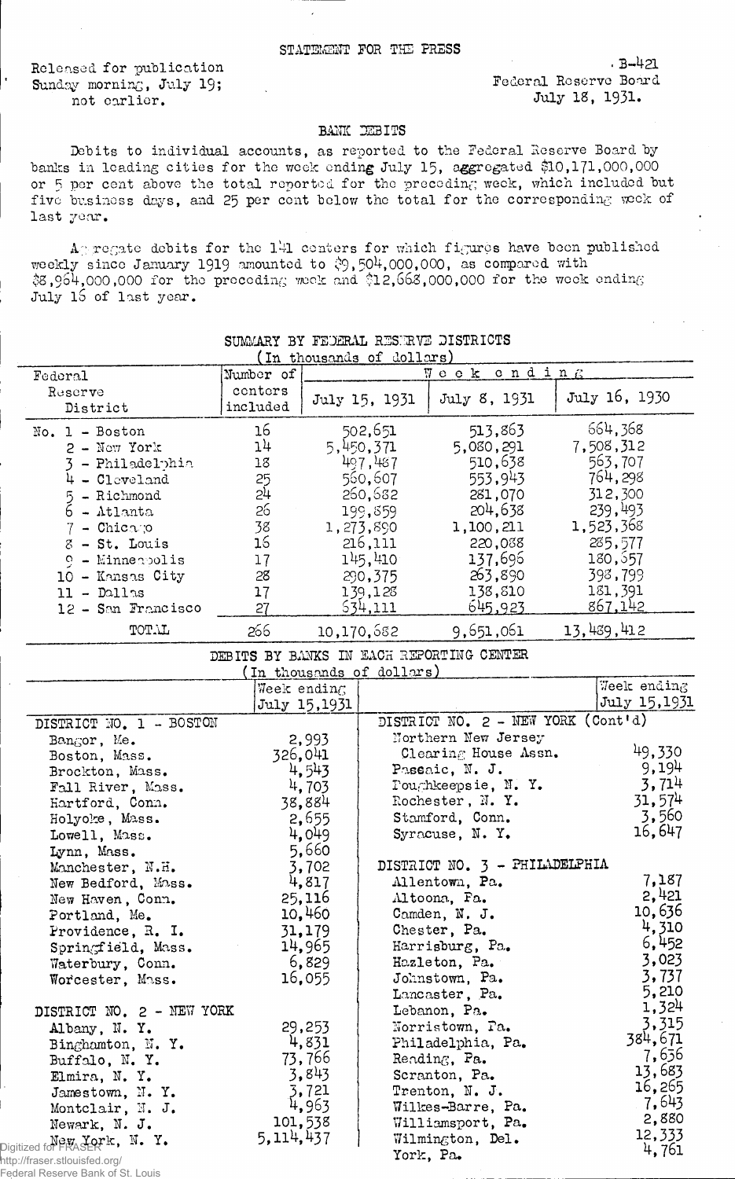STATEMENT FOR THE PRESS

Released for publication Sunday morning, July 19; not earlier.

B-421
Federal Reserve Board
July 18, 1931.

## BANK DEBITS

Debits to individual accounts, as reported to the Federal Reserve Board by banks in leading cities for the week ending July 15, aggregated $10,171,000,000 or 5 per cent above the total reported for the preceding week, which included but five business days, and 25 per cent below the total for the corresponding week of last year.

Aggregate debits for the 141 centers for which figures have been published weekly since January 1919 amounted to $9,504,000,000, as compared with $8,964,000,000 for the preceding week and $12,668,000,000 for the week ending July 16 of last year.

### SUMMARY BY FEDERAL RESERVE DISTRICTS
(In thousands of dollars)

| Federal Reserve District | Number of centers included | Week ending July 15, 1931 | July 8, 1931 | July 16, 1930 |
|---|---|---|---|---|
| No. 1 - Boston | 16 | 502,651 | 513,863 | 664,368 |
| 2 - New York | 14 | 5,450,371 | 5,080,291 | 7,508,312 |
| 3 - Philadelphia | 18 | 497,487 | 510,638 | 563,707 |
| 4 - Cleveland | 25 | 560,607 | 553,943 | 764,298 |
| 5 - Richmond | 24 | 260,682 | 281,070 | 312,300 |
| 6 - Atlanta | 26 | 199,859 | 204,638 | 239,493 |
| 7 - Chicago | 38 | 1,273,890 | 1,100,211 | 1,523,368 |
| 8 - St. Louis | 16 | 216,111 | 220,088 | 285,577 |
| 9 - Minneapolis | 17 | 145,410 | 137,696 | 180,657 |
| 10 - Kansas City | 28 | 290,375 | 263,890 | 398,799 |
| 11 - Dallas | 17 | 139,128 | 138,810 | 181,391 |
| 12 - San Francisco | 27 | 634,111 | 645,923 | 867,142 |
| TOTAL | 266 | 10,170,682 | 9,651,061 | 13,489,412 |

### DEBITS BY BANKS IN EACH REPORTING CENTER
(In thousands of dollars)

| | Week ending July 15,1931 | | Week ending July 15,1931 |
|---|---|---|---|
| **DISTRICT NO. 1 - BOSTON** | | **DISTRICT NO. 2 - NEW YORK (Cont'd)** | |
| Bangor, Me. | 2,993 | Northern New Jersey Clearing House Assn. | 49,330 |
| Boston, Mass. | 326,041 | Passaic, N. J. | 9,194 |
| Brockton, Mass. | 4,543 | Poughkeepsie, N. Y. | 3,714 |
| Fall River, Mass. | 4,703 | Rochester, N. Y. | 31,574 |
| Hartford, Conn. | 38,884 | Stamford, Conn. | 3,560 |
| Holyoke, Mass. | 2,655 | Syracuse, N. Y. | 16,647 |
| Lowell, Mass. | 4,049 | | |
| Lynn, Mass. | 5,660 | **DISTRICT NO. 3 - PHILADELPHIA** | |
| Manchester, N.H. | 3,702 | Allentown, Pa. | 7,187 |
| New Bedford, Mass. | 4,817 | Altoona, Pa. | 2,421 |
| New Haven, Conn. | 25,116 | Camden, N. J. | 10,636 |
| Portland, Me. | 10,460 | Chester, Pa. | 4,310 |
| Providence, R. I. | 31,179 | Harrisburg, Pa. | 6,452 |
| Springfield, Mass. | 14,965 | Hazleton, Pa. | 3,023 |
| Waterbury, Conn. | 6,829 | Johnstown, Pa. | 3,737 |
| Worcester, Mass. | 16,055 | Lancaster, Pa. | 5,210 |
| | | Lebanon, Pa. | 1,324 |
| **DISTRICT NO. 2 - NEW YORK** | | Norristown, Pa. | 3,315 |
| Albany, N. Y. | 29,253 | Philadelphia, Pa. | 384,671 |
| Binghamton, N. Y. | 4,831 | Reading, Pa. | 7,636 |
| Buffalo, N. Y. | 73,766 | Scranton, Pa. | 13,683 |
| Elmira, N. Y. | 3,843 | Trenton, N. J. | 16,265 |
| Jamestown, N. Y. | 3,721 | Wilkes-Barre, Pa. | 7,643 |
| Montclair, N. J. | 4,963 | Williamsport, Pa. | 2,880 |
| Newark, N. J. | 101,538 | Wilmington, Del. | 12,333 |
| New York, N. Y. | 5,114,437 | York, Pa. | 4,761 |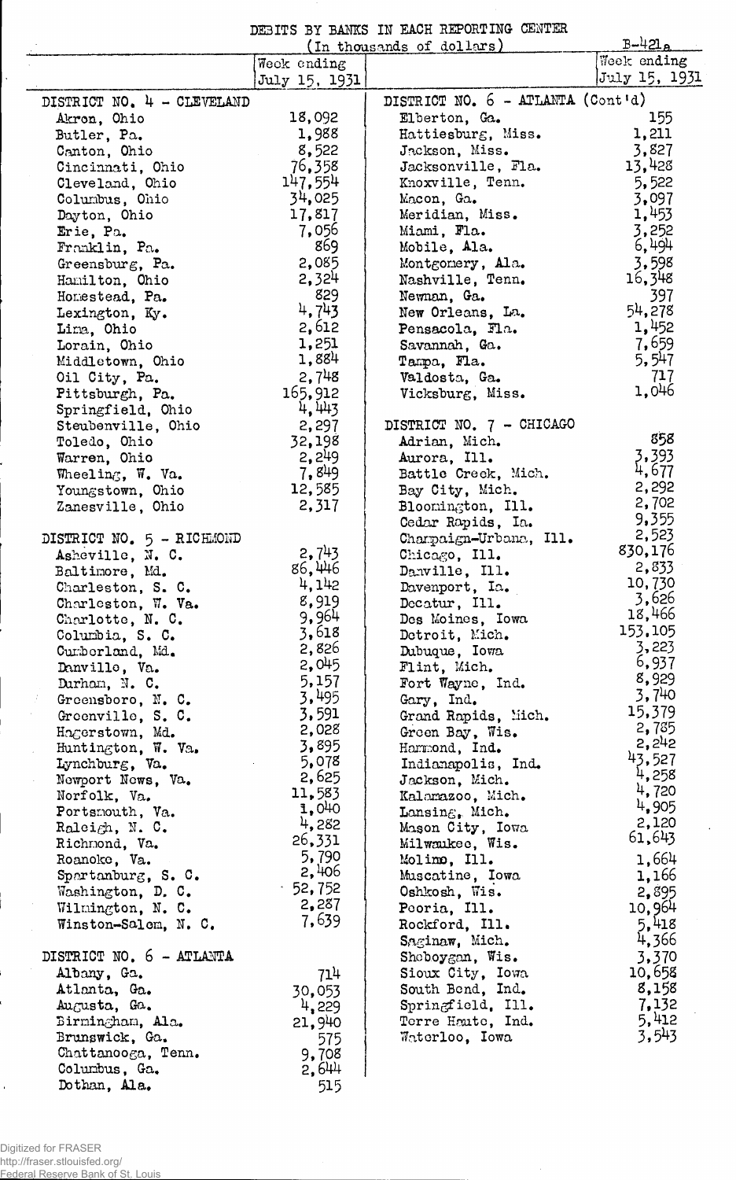DEBITS BY BANKS IN EACH REPORTING CENTER

(In thousands of dollars)

B-421a

| | Week ending July 15, 1931 |
|---|---|
| **DISTRICT NO. 4 - CLEVELAND** | |
| Akron, Ohio | 18,092 |
| Butler, Pa. | 1,988 |
| Canton, Ohio | 8,522 |
| Cincinnati, Ohio | 76,358 |
| Cleveland, Ohio | 147,554 |
| Columbus, Ohio | 34,025 |
| Dayton, Ohio | 17,817 |
| Erie, Pa. | 7,056 |
| Franklin, Pa. | 869 |
| Greensburg, Pa. | 2,085 |
| Hamilton, Ohio | 2,324 |
| Homestead, Pa. | 829 |
| Lexington, Ky. | 4,743 |
| Lima, Ohio | 2,612 |
| Lorain, Ohio | 1,251 |
| Middletown, Ohio | 1,884 |
| Oil City, Pa. | 2,748 |
| Pittsburgh, Pa. | 165,912 |
| Springfield, Ohio | 4,443 |
| Steubenville, Ohio | 2,297 |
| Toledo, Ohio | 32,198 |
| Warren, Ohio | 2,249 |
| Wheeling, W. Va. | 7,849 |
| Youngstown, Ohio | 12,585 |
| Zanesville, Ohio | 2,317 |
| **DISTRICT NO. 5 - RICHMOND** | |
| Asheville, N. C. | 2,743 |
| Baltimore, Md. | 86,446 |
| Charleston, S. C. | 4,142 |
| Charleston, W. Va. | 8,919 |
| Charlotte, N. C. | 9,964 |
| Columbia, S. C. | 3,618 |
| Cumberland, Md. | 2,826 |
| Danville, Va. | 2,045 |
| Durham, N. C. | 5,157 |
| Greensboro, N. C. | 3,495 |
| Greenville, S. C. | 3,591 |
| Hagerstown, Md. | 2,028 |
| Huntington, W. Va. | 3,895 |
| Lynchburg, Va. | 5,078 |
| Newport News, Va. | 2,625 |
| Norfolk, Va. | 11,583 |
| Portsmouth, Va. | 1,040 |
| Raleigh, N. C. | 4,282 |
| Richmond, Va. | 26,331 |
| Roanoke, Va. | 5,790 |
| Spartanburg, S. C. | 2,406 |
| Washington, D. C. | 52,752 |
| Wilmington, N. C. | 2,287 |
| Winston-Salem, N. C. | 7,639 |
| **DISTRICT NO. 6 - ATLANTA** | |
| Albany, Ga. | 714 |
| Atlanta, Ga. | 30,053 |
| Augusta, Ga. | 4,229 |
| Birmingham, Ala. | 21,940 |
| Brunswick, Ga. | 575 |
| Chattanooga, Tenn. | 9,708 |
| Columbus, Ga. | 2,644 |
| Dothan, Ala. | 515 |

| | Week ending July 15, 1931 |
|---|---|
| **DISTRICT NO. 6 - ATLANTA (Cont'd)** | |
| Elberton, Ga. | 155 |
| Hattiesburg, Miss. | 1,211 |
| Jackson, Miss. | 3,827 |
| Jacksonville, Fla. | 13,428 |
| Knoxville, Tenn. | 5,522 |
| Macon, Ga. | 3,097 |
| Meridian, Miss. | 1,453 |
| Miami, Fla. | 3,252 |
| Mobile, Ala. | 6,494 |
| Montgomery, Ala. | 3,598 |
| Nashville, Tenn. | 16,348 |
| Newnan, Ga. | 397 |
| New Orleans, La. | 54,278 |
| Pensacola, Fla. | 1,452 |
| Savannah, Ga. | 7,659 |
| Tampa, Fla. | 5,547 |
| Valdosta, Ga. | 717 |
| Vicksburg, Miss. | 1,046 |
| **DISTRICT NO. 7 - CHICAGO** | |
| Adrian, Mich. | 858 |
| Aurora, Ill. | 3,393 |
| Battle Creek, Mich. | 4,677 |
| Bay City, Mich. | 2,292 |
| Bloomington, Ill. | 2,702 |
| Cedar Rapids, Ia. | 9,355 |
| Champaign-Urbana, Ill. | 2,523 |
| Chicago, Ill. | 830,176 |
| Danville, Ill. | 2,833 |
| Davenport, Ia. | 10,730 |
| Decatur, Ill. | 3,626 |
| Des Moines, Iowa | 18,466 |
| Detroit, Mich. | 153,105 |
| Dubuque, Iowa | 3,223 |
| Flint, Mich. | 6,937 |
| Fort Wayne, Ind. | 8,929 |
| Gary, Ind. | 3,740 |
| Grand Rapids, Mich. | 15,379 |
| Green Bay, Wis. | 2,785 |
| Hammond, Ind. | 2,242 |
| Indianapolis, Ind. | 43,527 |
| Jackson, Mich. | 4,258 |
| Kalamazoo, Mich. | 4,720 |
| Lansing, Mich. | 4,905 |
| Mason City, Iowa | 2,120 |
| Milwaukee, Wis. | 61,643 |
| Moline, Ill. | 1,664 |
| Muscatine, Iowa | 1,166 |
| Oshkosh, Wis. | 2,895 |
| Peoria, Ill. | 10,964 |
| Rockford, Ill. | 5,418 |
| Saginaw, Mich. | 4,366 |
| Sheboygan, Wis. | 3,370 |
| Sioux City, Iowa | 10,658 |
| South Bend, Ind. | 8,158 |
| Springfield, Ill. | 7,132 |
| Terre Haute, Ind. | 5,412 |
| Waterloo, Iowa | 3,543 |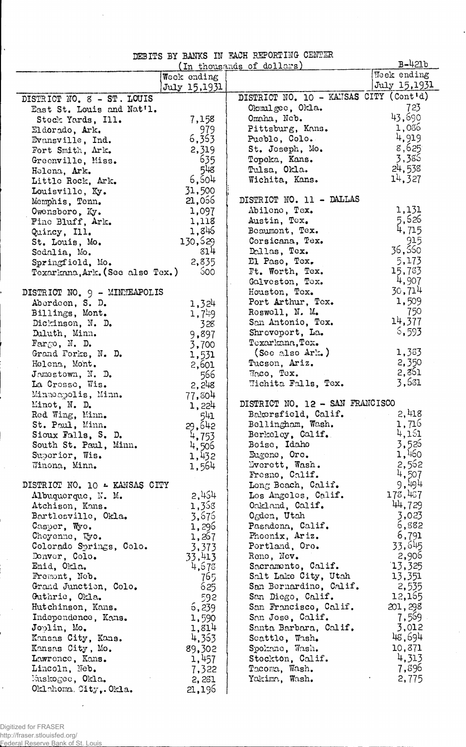DEBITS BY BANKS IN EACH REPORTING CENTER

(In thousands of dollars)

B-421b

| | Week ending July 15,1931 | | Week ending July 15,1931 |
|---|---|---|---|
| **DISTRICT NO. 8 - ST. LOUIS** | | **DISTRICT NO. 10 - KANSAS CITY (Cont'd)** | |
| East St. Louis and Nat'l. Stock Yards, Ill. | 7,158 | Okmulgee, Okla. | 723 |
| Eldorado, Ark. | 979 | Omaha, Neb. | 43,690 |
| Evansville, Ind. | 6,363 | Pittsburg, Kans. | 1,086 |
| Fort Smith, Ark. | 2,319 | Pueblo, Colo. | 4,919 |
| Greenville, Miss. | 635 | St. Joseph, Mo. | 8,625 |
| Helena, Ark. | 548 | Topeka, Kans. | 3,386 |
| Little Rock, Ark. | 6,604 | Tulsa, Okla. | 24,538 |
| Louisville, Ky. | 31,500 | Wichita, Kans. | 14,327 |
| Memphis, Tenn. | 21,066 | | |
| Owensboro, Ky. | 1,097 | **DISTRICT NO. 11 - DALLAS** | |
| Pine Bluff, Ark. | 1,118 | Abilene, Tex. | 1,131 |
| Quincy, Ill. | 1,846 | Austin, Tex. | 5,626 |
| St. Louis, Mo. | 130,629 | Beaumont, Tex. | 4,715 |
| Sedalia, Mo. | 814 | Corsicana, Tex. | 915 |
| Springfield, Mo. | 2,835 | Dallas, Tex. | 36,660 |
| Texarkana, Ark. (See also Tex.) | 600 | El Paso, Tex. | 5,173 |
| | | Ft. Worth, Tex. | 15,783 |
| **DISTRICT NO. 9 - MINNEAPOLIS** | | Galveston, Tex. | 4,907 |
| Aberdeen, S. D. | 1,324 | Houston, Tex. | 30,714 |
| Billings, Mont. | 1,749 | Port Arthur, Tex. | 1,509 |
| Dickinson, N. D. | 328 | Roswell, N. M. | 750 |
| Duluth, Minn. | 9,897 | San Antonio, Tex. | 14,377 |
| Fargo, N. D. | 3,700 | Shreveport, La. | 6,593 |
| Grand Forks, N. D. | 1,531 | Texarkana, Tex. (See also Ark.) | 1,383 |
| Helena, Mont. | 2,601 | Tucson, Ariz. | 2,350 |
| Jamestown, N. D. | 566 | Waco, Tex. | 2,861 |
| La Crosse, Wis. | 2,248 | Wichita Falls, Tex. | 3,631 |
| Minneapolis, Minn. | 77,804 | | |
| Minot, N. D. | 1,224 | **DISTRICT NO. 12 - SAN FRANCISCO** | |
| Red Wing, Minn. | 541 | Bakersfield, Calif. | 2,418 |
| St. Paul, Minn. | 29,642 | Bellingham, Wash. | 1,716 |
| Sioux Falls, S. D. | 4,753 | Berkeley, Calif. | 4,161 |
| South St. Paul, Minn. | 4,506 | Boise, Idaho | 3,526 |
| Superior, Wis. | 1,432 | Eugene, Ore. | 1,460 |
| Winona, Minn. | 1,564 | Everett, Wash. | 2,562 |
| | | Fresno, Calif. | 4,507 |
| **DISTRICT NO. 10 - KANSAS CITY** | | Long Beach, Calif. | 9,494 |
| Albuquerque, N. M. | 2,454 | Los Angeles, Calif. | 178,467 |
| Atchison, Kans. | 1,368 | Oakland, Calif. | 44,729 |
| Bartlesville, Okla. | 3,676 | Ogden, Utah | 3,023 |
| Casper, Wyo. | 1,296 | Pasadena, Calif. | 6,882 |
| Cheyenne, Wyo. | 1,267 | Phoenix, Ariz. | 6,791 |
| Colorado Springs, Colo. | 3,373 | Portland, Ore. | 33,645 |
| Denver, Colo. | 33,413 | Reno, Nev. | 2,906 |
| Enid, Okla. | 4,678 | Sacramento, Calif. | 13,325 |
| Fremont, Neb. | 765 | Salt Lake City, Utah | 13,351 |
| Grand Junction, Colo. | 625 | San Bernardino, Calif. | 2,535 |
| Guthrie, Okla. | 592 | San Diego, Calif. | 12,165 |
| Hutchinson, Kans. | 6,239 | San Francisco, Calif. | 201,298 |
| Independence, Kans. | 1,590 | San Jose, Calif. | 7,569 |
| Joplin, Mo. | 1,814 | Santa Barbara, Calif. | 3,012 |
| Kansas City, Kans. | 4,363 | Seattle, Wash. | 48,694 |
| Kansas City, Mo. | 89,302 | Spokane, Wash. | 10,871 |
| Lawrence, Kans. | 1,457 | Stockton, Calif. | 4,313 |
| Lincoln, Neb. | 7,322 | Tacoma, Wash. | 7,896 |
| Muskogee, Okla. | 2,281 | Yakima, Wash. | 2,775 |
| Oklahoma City, Okla. | 21,196 | | |